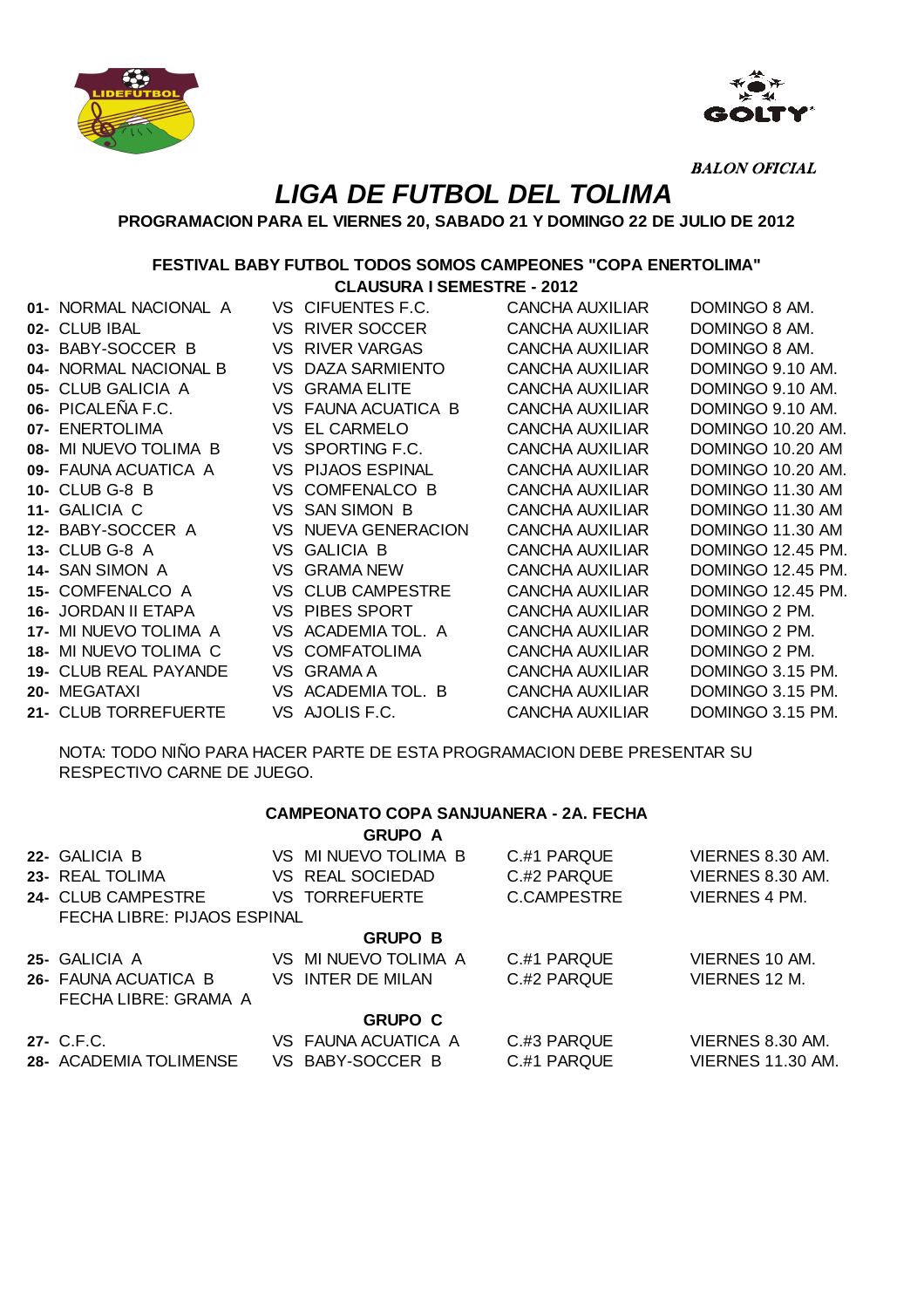BALON OFICIAL

# LIGA DE FUTBOL DEL TOLIMA

**PROGRAMACION PARA EL VIERNES 20, SABADO 21 Y DOMINGO 22 DE JULIO DE 2012**

**FESTIVAL BABY FUTBOL TODOS SOMOS CAMPEONES "COPA ENERTOLIMA"**
**CLAUSURA I SEMESTRE - 2012**

| | | | | |
|---|---|---|---|---|
| **01-** | NORMAL NACIONAL A | VS CIFUENTES F.C. | CANCHA AUXILIAR | DOMINGO 8 AM. |
| **02-** | CLUB IBAL | VS RIVER SOCCER | CANCHA AUXILIAR | DOMINGO 8 AM. |
| **03-** | BABY-SOCCER B | VS RIVER VARGAS | CANCHA AUXILIAR | DOMINGO 8 AM. |
| **04-** | NORMAL NACIONAL B | VS DAZA SARMIENTO | CANCHA AUXILIAR | DOMINGO 9.10 AM. |
| **05-** | CLUB GALICIA A | VS GRAMA ELITE | CANCHA AUXILIAR | DOMINGO 9.10 AM. |
| **06-** | PICALEÑA F.C. | VS FAUNA ACUATICA B | CANCHA AUXILIAR | DOMINGO 9.10 AM. |
| **07-** | ENERTOLIMA | VS EL CARMELO | CANCHA AUXILIAR | DOMINGO 10.20 AM. |
| **08-** | MI NUEVO TOLIMA B | VS SPORTING F.C. | CANCHA AUXILIAR | DOMINGO 10.20 AM |
| **09-** | FAUNA ACUATICA A | VS PIJAOS ESPINAL | CANCHA AUXILIAR | DOMINGO 10.20 AM. |
| **10-** | CLUB G-8 B | VS COMFENALCO B | CANCHA AUXILIAR | DOMINGO 11.30 AM |
| **11-** | GALICIA C | VS SAN SIMON B | CANCHA AUXILIAR | DOMINGO 11.30 AM |
| **12-** | BABY-SOCCER A | VS NUEVA GENERACION | CANCHA AUXILIAR | DOMINGO 11.30 AM |
| **13-** | CLUB G-8 A | VS GALICIA B | CANCHA AUXILIAR | DOMINGO 12.45 PM. |
| **14-** | SAN SIMON A | VS GRAMA NEW | CANCHA AUXILIAR | DOMINGO 12.45 PM. |
| **15-** | COMFENALCO A | VS CLUB CAMPESTRE | CANCHA AUXILIAR | DOMINGO 12.45 PM. |
| **16-** | JORDAN II ETAPA | VS PIBES SPORT | CANCHA AUXILIAR | DOMINGO 2 PM. |
| **17-** | MI NUEVO TOLIMA A | VS ACADEMIA TOL. A | CANCHA AUXILIAR | DOMINGO 2 PM. |
| **18-** | MI NUEVO TOLIMA C | VS COMFATOLIMA | CANCHA AUXILIAR | DOMINGO 2 PM. |
| **19-** | CLUB REAL PAYANDE | VS GRAMA A | CANCHA AUXILIAR | DOMINGO 3.15 PM. |
| **20-** | MEGATAXI | VS ACADEMIA TOL. B | CANCHA AUXILIAR | DOMINGO 3.15 PM. |
| **21-** | CLUB TORREFUERTE | VS AJOLIS F.C. | CANCHA AUXILIAR | DOMINGO 3.15 PM. |

NOTA: TODO NIÑO PARA HACER PARTE DE ESTA PROGRAMACION DEBE PRESENTAR SU RESPECTIVO CARNE DE JUEGO.

**CAMPEONATO COPA SANJUANERA - 2A. FECHA**

**GRUPO A**

| | | | | |
|---|---|---|---|---|
| **22-** | GALICIA B | VS MI NUEVO TOLIMA B | C.#1 PARQUE | VIERNES 8.30 AM. |
| **23-** | REAL TOLIMA | VS REAL SOCIEDAD | C.#2 PARQUE | VIERNES 8.30 AM. |
| **24-** | CLUB CAMPESTRE | VS TORREFUERTE | C.CAMPESTRE | VIERNES 4 PM. |

FECHA LIBRE: PIJAOS ESPINAL

**GRUPO B**

| | | | | |
|---|---|---|---|---|
| **25-** | GALICIA A | VS MI NUEVO TOLIMA A | C.#1 PARQUE | VIERNES 10 AM. |
| **26-** | FAUNA ACUATICA B | VS INTER DE MILAN | C.#2 PARQUE | VIERNES 12 M. |

FECHA LIBRE: GRAMA A

**GRUPO C**

| | | | | |
|---|---|---|---|---|
| **27-** | C.F.C. | VS FAUNA ACUATICA A | C.#3 PARQUE | VIERNES 8.30 AM. |
| **28-** | ACADEMIA TOLIMENSE | VS BABY-SOCCER B | C.#1 PARQUE | VIERNES 11.30 AM. |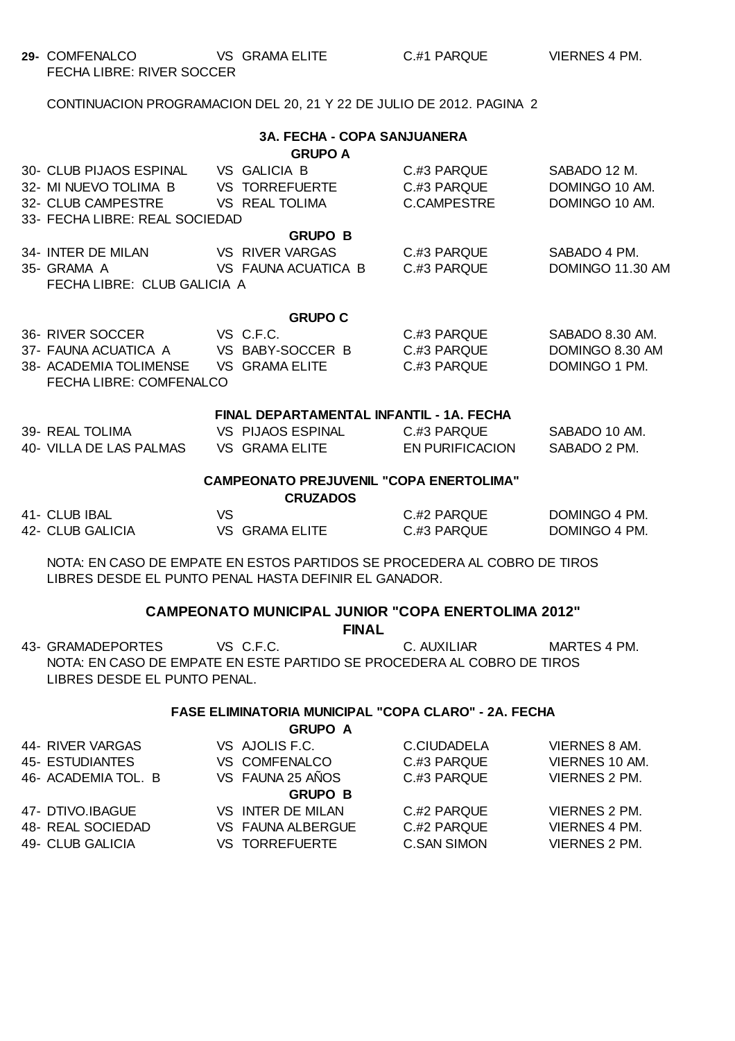| | | | |
|---|---|---|---|
| **29-** COMFENALCO | VS GRAMA ELITE | C.#1 PARQUE | VIERNES 4 PM. |
| FECHA LIBRE: RIVER SOCCER | | | |

CONTINUACION PROGRAMACION DEL 20, 21 Y 22 DE JULIO DE 2012. PAGINA 2

### 3A. FECHA - COPA SANJUANERA

**GRUPO A**

| | | | |
|---|---|---|---|
| 30- CLUB PIJAOS ESPINAL | VS GALICIA B | C.#3 PARQUE | SABADO 12 M. |
| 32- MI NUEVO TOLIMA B | VS TORREFUERTE | C.#3 PARQUE | DOMINGO 10 AM. |
| 32- CLUB CAMPESTRE | VS REAL TOLIMA | C.CAMPESTRE | DOMINGO 10 AM. |
| 33- FECHA LIBRE: REAL SOCIEDAD | | | |

**GRUPO B**

| | | | |
|---|---|---|---|
| 34- INTER DE MILAN | VS RIVER VARGAS | C.#3 PARQUE | SABADO 4 PM. |
| 35- GRAMA A | VS FAUNA ACUATICA B | C.#3 PARQUE | DOMINGO 11.30 AM |
| FECHA LIBRE: CLUB GALICIA A | | | |

**GRUPO C**

| | | | |
|---|---|---|---|
| 36- RIVER SOCCER | VS C.F.C. | C.#3 PARQUE | SABADO 8.30 AM. |
| 37- FAUNA ACUATICA A | VS BABY-SOCCER B | C.#3 PARQUE | DOMINGO 8.30 AM |
| 38- ACADEMIA TOLIMENSE | VS GRAMA ELITE | C.#3 PARQUE | DOMINGO 1 PM. |
| FECHA LIBRE: COMFENALCO | | | |

### FINAL DEPARTAMENTAL INFANTIL - 1A. FECHA

| | | | |
|---|---|---|---|
| 39- REAL TOLIMA | VS PIJAOS ESPINAL | C.#3 PARQUE | SABADO 10 AM. |
| 40- VILLA DE LAS PALMAS | VS GRAMA ELITE | EN PURIFICACION | SABADO 2 PM. |

### CAMPEONATO PREJUVENIL "COPA ENERTOLIMA"

**CRUZADOS**

| | | | |
|---|---|---|---|
| 41- CLUB IBAL | VS | C.#2 PARQUE | DOMINGO 4 PM. |
| 42- CLUB GALICIA | VS GRAMA ELITE | C.#3 PARQUE | DOMINGO 4 PM. |

NOTA: EN CASO DE EMPATE EN ESTOS PARTIDOS SE PROCEDERA AL COBRO DE TIROS LIBRES DESDE EL PUNTO PENAL HASTA DEFINIR EL GANADOR.

### CAMPEONATO MUNICIPAL JUNIOR "COPA ENERTOLIMA 2012"

**FINAL**

| | | | |
|---|---|---|---|
| 43- GRAMADEPORTES | VS C.F.C. | C. AUXILIAR | MARTES 4 PM. |

NOTA: EN CASO DE EMPATE EN ESTE PARTIDO SE PROCEDERA AL COBRO DE TIROS LIBRES DESDE EL PUNTO PENAL.

### FASE ELIMINATORIA MUNICIPAL "COPA CLARO" - 2A. FECHA

**GRUPO A**

| | | | |
|---|---|---|---|
| 44- RIVER VARGAS | VS AJOLIS F.C. | C.CIUDADELA | VIERNES 8 AM. |
| 45- ESTUDIANTES | VS COMFENALCO | C.#3 PARQUE | VIERNES 10 AM. |
| 46- ACADEMIA TOL. B | VS FAUNA 25 AÑOS | C.#3 PARQUE | VIERNES 2 PM. |

**GRUPO B**

| | | | |
|---|---|---|---|
| 47- DTIVO.IBAGUE | VS INTER DE MILAN | C.#2 PARQUE | VIERNES 2 PM. |
| 48- REAL SOCIEDAD | VS FAUNA ALBERGUE | C.#2 PARQUE | VIERNES 4 PM. |
| 49- CLUB GALICIA | VS TORREFUERTE | C.SAN SIMON | VIERNES 2 PM. |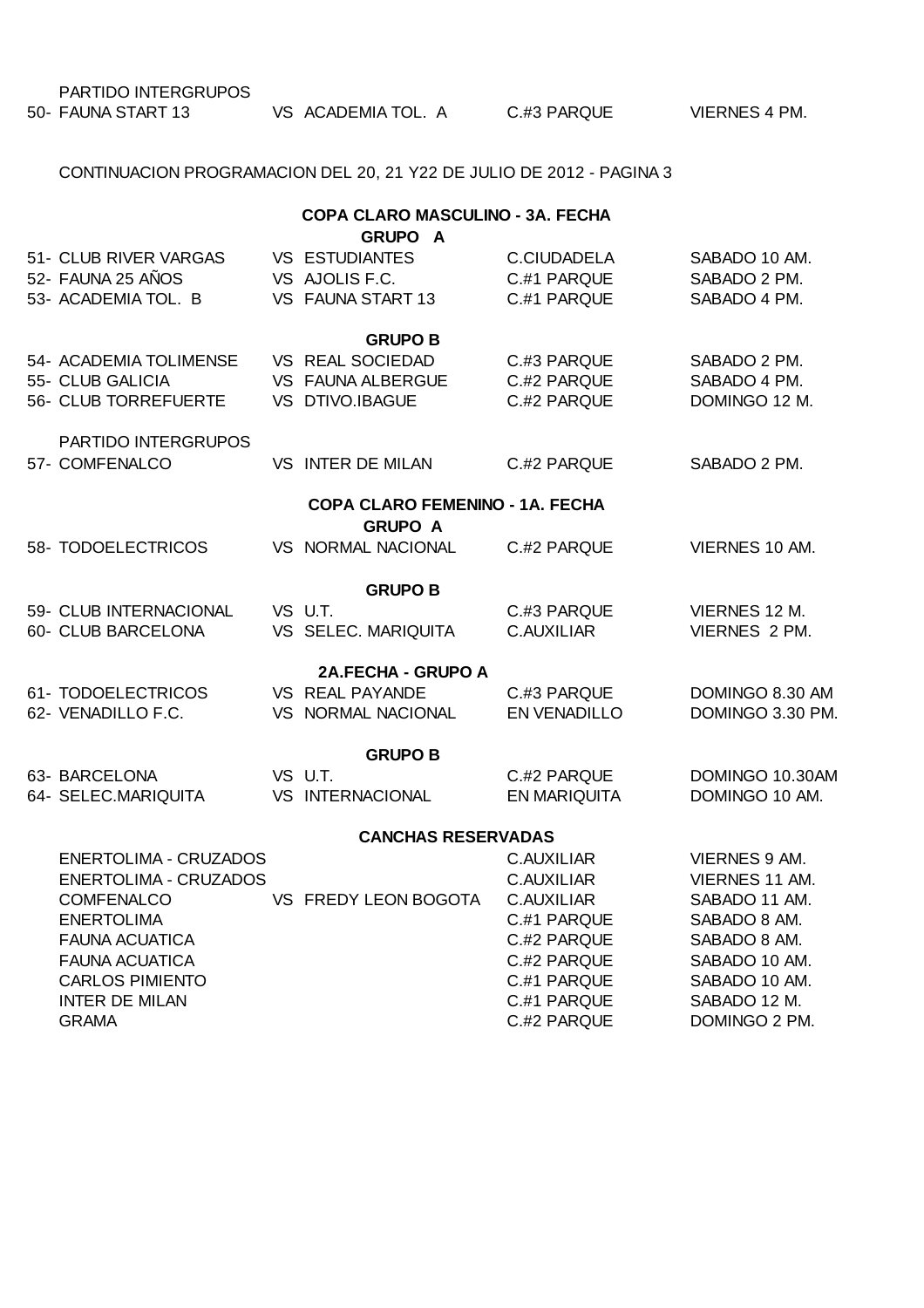PARTIDO INTERGRUPOS

| | | | |
|---|---|---|---|
| 50- FAUNA START 13 | VS ACADEMIA TOL. A | C.#3 PARQUE | VIERNES 4 PM. |

CONTINUACION PROGRAMACION DEL 20, 21 Y22 DE JULIO DE 2012 - PAGINA 3

## COPA CLARO MASCULINO - 3A. FECHA

### GRUPO A

| | | | |
|---|---|---|---|
| 51- CLUB RIVER VARGAS | VS ESTUDIANTES | C.CIUDADELA | SABADO 10 AM. |
| 52- FAUNA 25 AÑOS | VS AJOLIS F.C. | C.#1 PARQUE | SABADO 2 PM. |
| 53- ACADEMIA TOL. B | VS FAUNA START 13 | C.#1 PARQUE | SABADO 4 PM. |

### GRUPO B

| | | | |
|---|---|---|---|
| 54- ACADEMIA TOLIMENSE | VS REAL SOCIEDAD | C.#3 PARQUE | SABADO 2 PM. |
| 55- CLUB GALICIA | VS FAUNA ALBERGUE | C.#2 PARQUE | SABADO 4 PM. |
| 56- CLUB TORREFUERTE | VS DTIVO.IBAGUE | C.#2 PARQUE | DOMINGO 12 M. |

PARTIDO INTERGRUPOS

| | | | |
|---|---|---|---|
| 57- COMFENALCO | VS INTER DE MILAN | C.#2 PARQUE | SABADO 2 PM. |

## COPA CLARO FEMENINO - 1A. FECHA

### GRUPO A

| | | | |
|---|---|---|---|
| 58- TODOELECTRICOS | VS NORMAL NACIONAL | C.#2 PARQUE | VIERNES 10 AM. |

### GRUPO B

| | | | |
|---|---|---|---|
| 59- CLUB INTERNACIONAL | VS U.T. | C.#3 PARQUE | VIERNES 12 M. |
| 60- CLUB BARCELONA | VS SELEC. MARIQUITA | C.AUXILIAR | VIERNES 2 PM. |

### 2A.FECHA - GRUPO A

| | | | |
|---|---|---|---|
| 61- TODOELECTRICOS | VS REAL PAYANDE | C.#3 PARQUE | DOMINGO 8.30 AM |
| 62- VENADILLO F.C. | VS NORMAL NACIONAL | EN VENADILLO | DOMINGO 3.30 PM. |

### GRUPO B

| | | | |
|---|---|---|---|
| 63- BARCELONA | VS U.T. | C.#2 PARQUE | DOMINGO 10.30AM |
| 64- SELEC.MARIQUITA | VS INTERNACIONAL | EN MARIQUITA | DOMINGO 10 AM. |

## CANCHAS RESERVADAS

| | | | |
|---|---|---|---|
| ENERTOLIMA - CRUZADOS | | C.AUXILIAR | VIERNES 9 AM. |
| ENERTOLIMA - CRUZADOS | | C.AUXILIAR | VIERNES 11 AM. |
| COMFENALCO | VS FREDY LEON BOGOTA | C.AUXILIAR | SABADO 11 AM. |
| ENERTOLIMA | | C.#1 PARQUE | SABADO 8 AM. |
| FAUNA ACUATICA | | C.#2 PARQUE | SABADO 8 AM. |
| FAUNA ACUATICA | | C.#2 PARQUE | SABADO 10 AM. |
| CARLOS PIMIENTO | | C.#1 PARQUE | SABADO 10 AM. |
| INTER DE MILAN | | C.#1 PARQUE | SABADO 12 M. |
| GRAMA | | C.#2 PARQUE | DOMINGO 2 PM. |